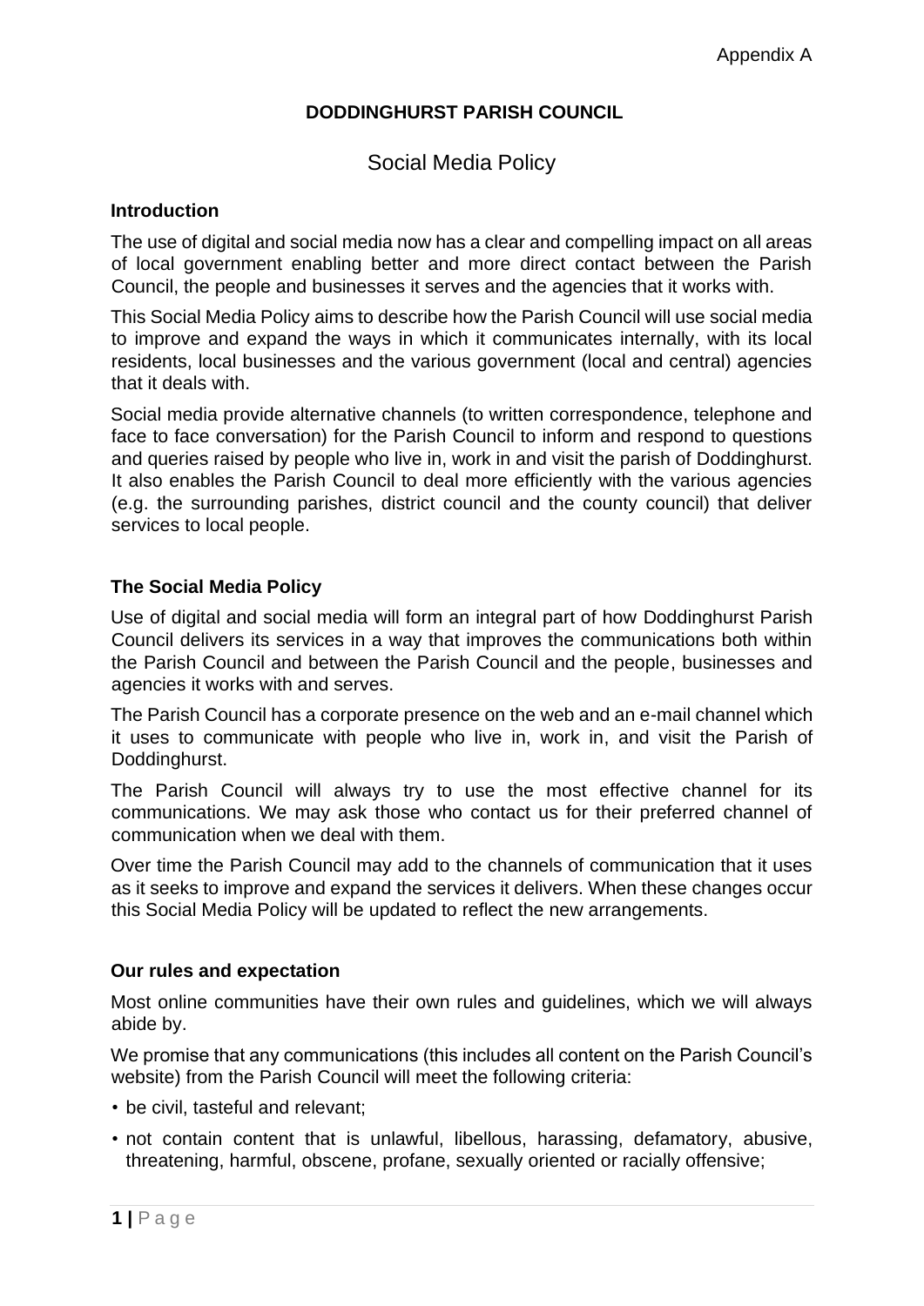Appendix A

# DODDINGHURST PARISH COUNCIL

## Social Media Policy

### Introduction

The use of digital and social media now has a clear and compelling impact on all areas of local government enabling better and more direct contact between the Parish Council, the people and businesses it serves and the agencies that it works with.

This Social Media Policy aims to describe how the Parish Council will use social media to improve and expand the ways in which it communicates internally, with its local residents, local businesses and the various government (local and central) agencies that it deals with.

Social media provide alternative channels (to written correspondence, telephone and face to face conversation) for the Parish Council to inform and respond to questions and queries raised by people who live in, work in and visit the parish of Doddinghurst. It also enables the Parish Council to deal more efficiently with the various agencies (e.g. the surrounding parishes, district council and the county council) that deliver services to local people.

### The Social Media Policy

Use of digital and social media will form an integral part of how Doddinghurst Parish Council delivers its services in a way that improves the communications both within the Parish Council and between the Parish Council and the people, businesses and agencies it works with and serves.

The Parish Council has a corporate presence on the web and an e-mail channel which it uses to communicate with people who live in, work in, and visit the Parish of Doddinghurst.

The Parish Council will always try to use the most effective channel for its communications. We may ask those who contact us for their preferred channel of communication when we deal with them.

Over time the Parish Council may add to the channels of communication that it uses as it seeks to improve and expand the services it delivers. When these changes occur this Social Media Policy will be updated to reflect the new arrangements.

### Our rules and expectation

Most online communities have their own rules and guidelines, which we will always abide by.

We promise that any communications (this includes all content on the Parish Council's website) from the Parish Council will meet the following criteria:

- be civil, tasteful and relevant;
- not contain content that is unlawful, libellous, harassing, defamatory, abusive, threatening, harmful, obscene, profane, sexually oriented or racially offensive;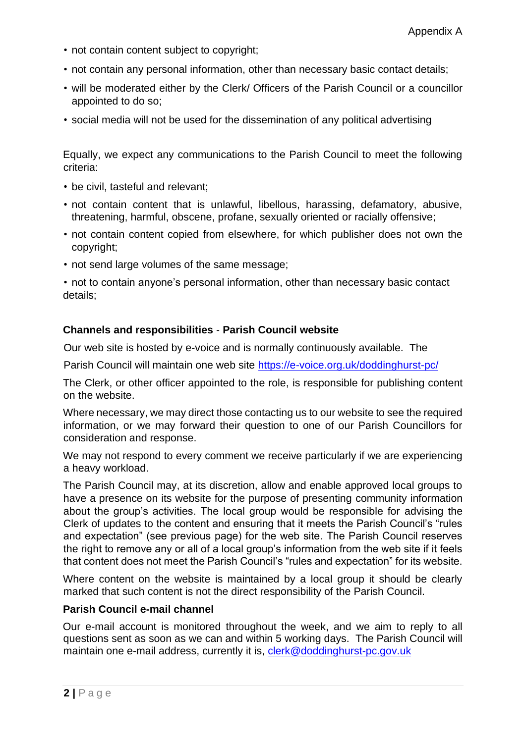- not contain content subject to copyright;
- not contain any personal information, other than necessary basic contact details;
- will be moderated either by the Clerk/ Officers of the Parish Council or a councillor appointed to do so;
- social media will not be used for the dissemination of any political advertising

Equally, we expect any communications to the Parish Council to meet the following criteria:

- be civil, tasteful and relevant;
- not contain content that is unlawful, libellous, harassing, defamatory, abusive, threatening, harmful, obscene, profane, sexually oriented or racially offensive;
- not contain content copied from elsewhere, for which publisher does not own the copyright;
- not send large volumes of the same message;
- not to contain anyone's personal information, other than necessary basic contact details;

**Channels and responsibilities** - **Parish Council website**

Our web site is hosted by e-voice and is normally continuously available. The Parish Council will maintain one web site https://e-voice.org.uk/doddinghurst-pc/

The Clerk, or other officer appointed to the role, is responsible for publishing content on the website.

Where necessary, we may direct those contacting us to our website to see the required information, or we may forward their question to one of our Parish Councillors for consideration and response.

We may not respond to every comment we receive particularly if we are experiencing a heavy workload.

The Parish Council may, at its discretion, allow and enable approved local groups to have a presence on its website for the purpose of presenting community information about the group's activities. The local group would be responsible for advising the Clerk of updates to the content and ensuring that it meets the Parish Council's "rules and expectation" (see previous page) for the web site. The Parish Council reserves the right to remove any or all of a local group's information from the web site if it feels that content does not meet the Parish Council's "rules and expectation" for its website.

Where content on the website is maintained by a local group it should be clearly marked that such content is not the direct responsibility of the Parish Council.

**Parish Council e-mail channel**

Our e-mail account is monitored throughout the week, and we aim to reply to all questions sent as soon as we can and within 5 working days. The Parish Council will maintain one e-mail address, currently it is, clerk@doddinghurst-pc.gov.uk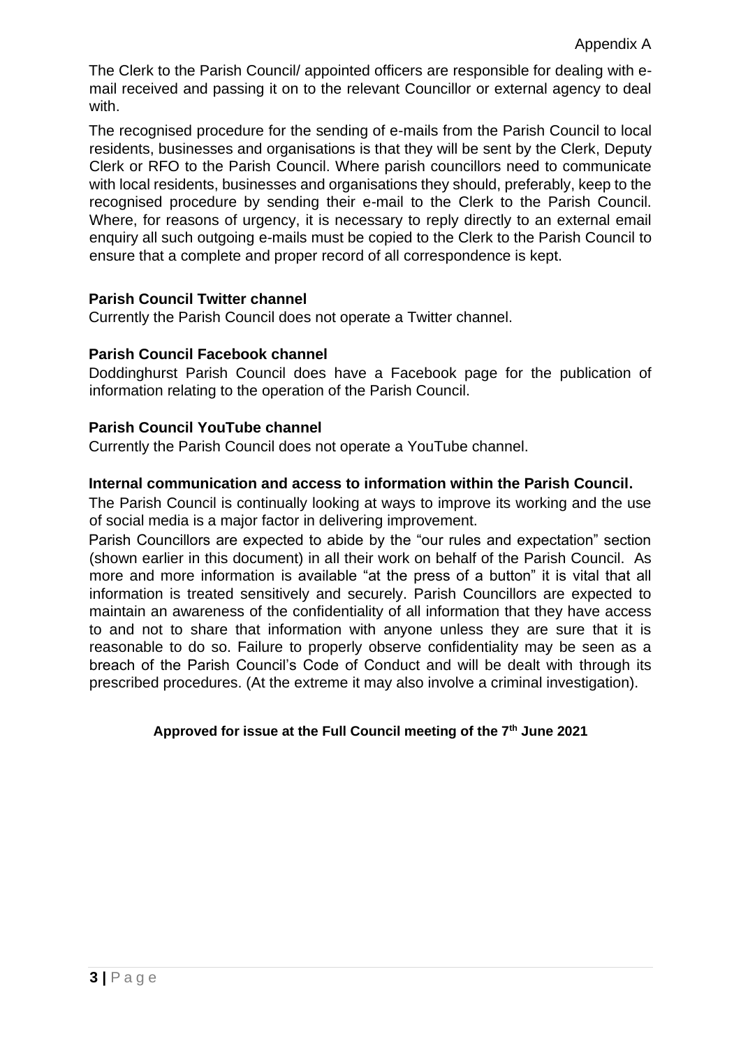The Clerk to the Parish Council/ appointed officers are responsible for dealing with e-mail received and passing it on to the relevant Councillor or external agency to deal with.

The recognised procedure for the sending of e-mails from the Parish Council to local residents, businesses and organisations is that they will be sent by the Clerk, Deputy Clerk or RFO to the Parish Council. Where parish councillors need to communicate with local residents, businesses and organisations they should, preferably, keep to the recognised procedure by sending their e-mail to the Clerk to the Parish Council. Where, for reasons of urgency, it is necessary to reply directly to an external email enquiry all such outgoing e-mails must be copied to the Clerk to the Parish Council to ensure that a complete and proper record of all correspondence is kept.

**Parish Council Twitter channel**

Currently the Parish Council does not operate a Twitter channel.

**Parish Council Facebook channel**

Doddinghurst Parish Council does have a Facebook page for the publication of information relating to the operation of the Parish Council.

**Parish Council YouTube channel**

Currently the Parish Council does not operate a YouTube channel.

**Internal communication and access to information within the Parish Council.**

The Parish Council is continually looking at ways to improve its working and the use of social media is a major factor in delivering improvement.

Parish Councillors are expected to abide by the "our rules and expectation" section (shown earlier in this document) in all their work on behalf of the Parish Council. As more and more information is available "at the press of a button" it is vital that all information is treated sensitively and securely. Parish Councillors are expected to maintain an awareness of the confidentiality of all information that they have access to and not to share that information with anyone unless they are sure that it is reasonable to do so. Failure to properly observe confidentiality may be seen as a breach of the Parish Council's Code of Conduct and will be dealt with through its prescribed procedures. (At the extreme it may also involve a criminal investigation).

**Approved for issue at the Full Council meeting of the 7th June 2021**